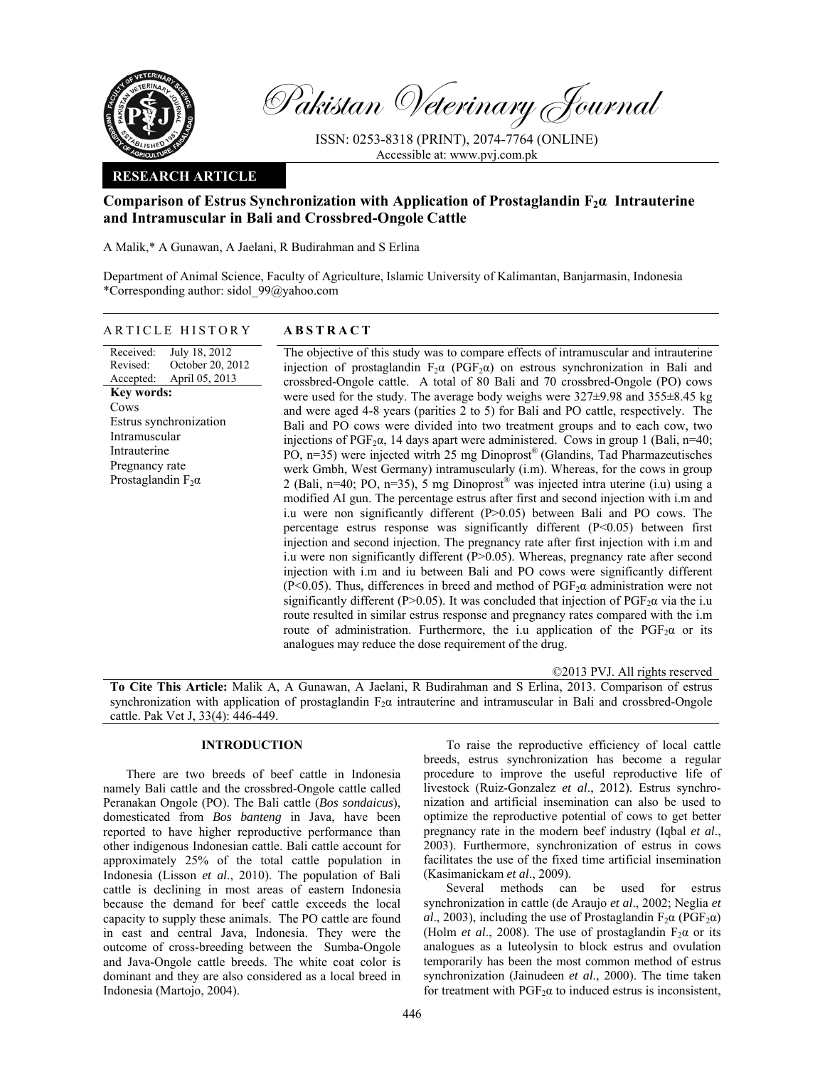Pakistan Veterinary Journal

ISSN: 0253-8318 (PRINT), 2074-7764 (ONLINE)
Accessible at: www.pvj.com.pk

**RESEARCH ARTICLE**

# Comparison of Estrus Synchronization with Application of Prostaglandin $F_2\alpha$ Intrauterine and Intramuscular in Bali and Crossbred-Ongole Cattle

A Malik,* A Gunawan, A Jaelani, R Budirahman and S Erlina

Department of Animal Science, Faculty of Agriculture, Islamic University of Kalimantan, Banjarmasin, Indonesia
*Corresponding author: sidol_99@yahoo.com

## ARTICLE HISTORY

Received: July 18, 2012
Revised: October 20, 2012
Accepted: April 05, 2013

**Key words:**
Cows
Estrus synchronization
Intramuscular
Intrauterine
Pregnancy rate
Prostaglandin $F_2\alpha$

## ABSTRACT

The objective of this study was to compare effects of intramuscular and intrauterine injection of prostaglandin $F_2\alpha$ ($PGF_2\alpha$) on estrous synchronization in Bali and crossbred-Ongole cattle. A total of 80 Bali and 70 crossbred-Ongole (PO) cows were used for the study. The average body weighs were 327±9.98 and 355±8.45 kg and were aged 4-8 years (parities 2 to 5) for Bali and PO cattle, respectively. The Bali and PO cows were divided into two treatment groups and to each cow, two injections of $PGF_2\alpha$, 14 days apart were administered. Cows in group 1 (Bali, n=40; PO, n=35) were injected witrh 25 mg Dinoprost® (Glandins, Tad Pharmazeutisches werk Gmbh, West Germany) intramuscularly (i.m). Whereas, for the cows in group 2 (Bali, n=40; PO, n=35), 5 mg Dinoprost® was injected intra uterine (i.u) using a modified AI gun. The percentage estrus after first and second injection with i.m and i.u were non significantly different (P>0.05) between Bali and PO cows. The percentage estrus response was significantly different (P<0.05) between first injection and second injection. The pregnancy rate after first injection with i.m and i.u were non significantly different (P>0.05). Whereas, pregnancy rate after second injection with i.m and iu between Bali and PO cows were significantly different (P<0.05). Thus, differences in breed and method of $PGF_2\alpha$ administration were not significantly different (P>0.05). It was concluded that injection of $PGF_2\alpha$ via the i.u route resulted in similar estrus response and pregnancy rates compared with the i.m route of administration. Furthermore, the i.u application of the $PGF_2\alpha$ or its analogues may reduce the dose requirement of the drug.

©2013 PVJ. All rights reserved

**To Cite This Article:** Malik A, A Gunawan, A Jaelani, R Budirahman and S Erlina, 2013. Comparison of estrus synchronization with application of prostaglandin $F_2\alpha$ intrauterine and intramuscular in Bali and crossbred-Ongole cattle. Pak Vet J, 33(4): 446-449.

## INTRODUCTION

There are two breeds of beef cattle in Indonesia namely Bali cattle and the crossbred-Ongole cattle called Peranakan Ongole (PO). The Bali cattle (*Bos sondaicus*), domesticated from *Bos banteng* in Java, have been reported to have higher reproductive performance than other indigenous Indonesian cattle. Bali cattle account for approximately 25% of the total cattle population in Indonesia (Lisson *et al*., 2010). The population of Bali cattle is declining in most areas of eastern Indonesia because the demand for beef cattle exceeds the local capacity to supply these animals. The PO cattle are found in east and central Java, Indonesia. They were the outcome of cross-breeding between the Sumba-Ongole and Java-Ongole cattle breeds. The white coat color is dominant and they are also considered as a local breed in Indonesia (Martojo, 2004).

To raise the reproductive efficiency of local cattle breeds, estrus synchronization has become a regular procedure to improve the useful reproductive life of livestock (Ruiz-Gonzalez *et al*., 2012). Estrus synchronization and artificial insemination can also be used to optimize the reproductive potential of cows to get better pregnancy rate in the modern beef industry (Iqbal *et al*., 2003). Furthermore, synchronization of estrus in cows facilitates the use of the fixed time artificial insemination (Kasimanickam *et al*., 2009).

Several methods can be used for estrus synchronization in cattle (de Araujo *et al*., 2002; Neglia *et al*., 2003), including the use of Prostaglandin $F_2\alpha$ ($PGF_2\alpha$) (Holm *et al*., 2008). The use of prostaglandin $F_2\alpha$ or its analogues as a luteolysin to block estrus and ovulation temporarily has been the most common method of estrus synchronization (Jainudeen *et al*., 2000). The time taken for treatment with $PGF_2\alpha$ to induced estrus is inconsistent,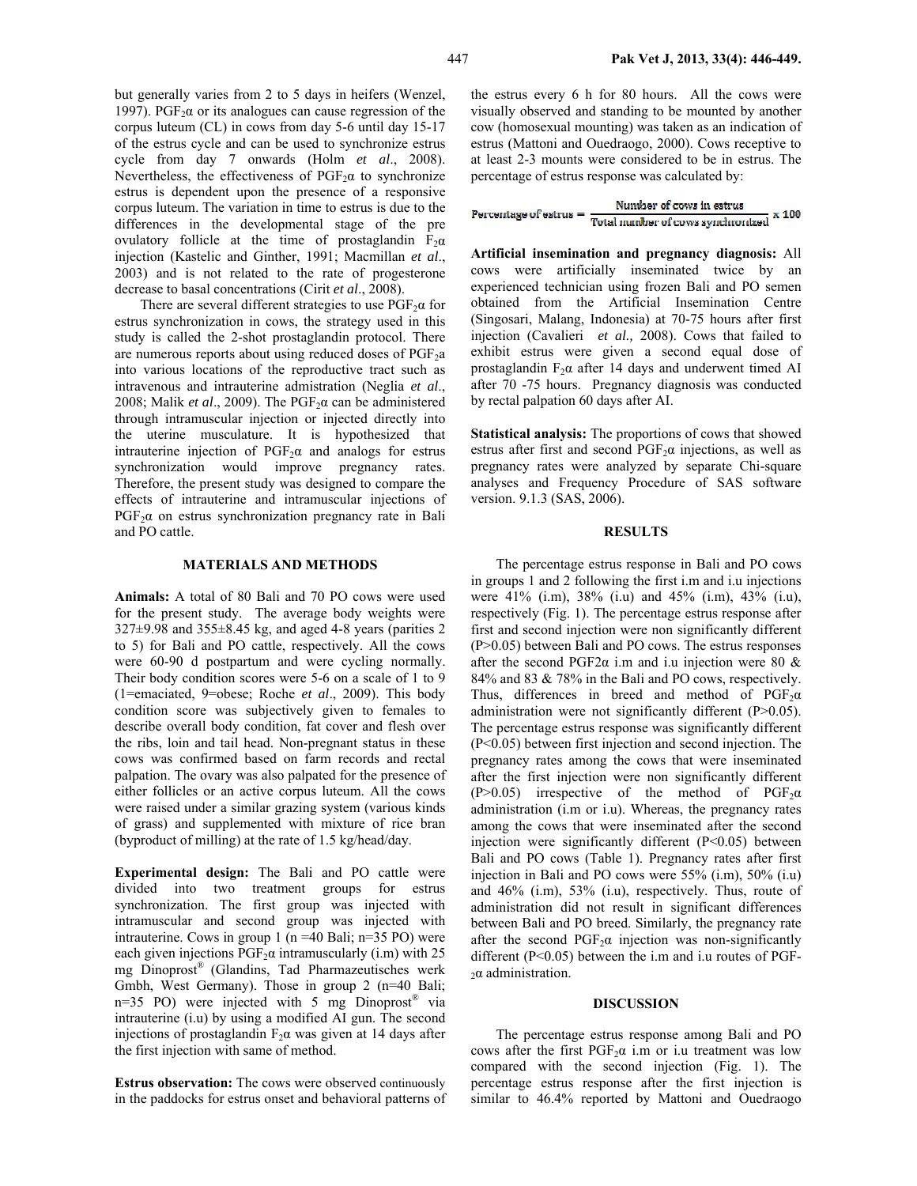but generally varies from 2 to 5 days in heifers (Wenzel, 1997). $PGF_2\alpha$ or its analogues can cause regression of the corpus luteum (CL) in cows from day 5-6 until day 15-17 of the estrus cycle and can be used to synchronize estrus cycle from day 7 onwards (Holm *et al*., 2008). Nevertheless, the effectiveness of $PGF_2\alpha$ to synchronize estrus is dependent upon the presence of a responsive corpus luteum. The variation in time to estrus is due to the differences in the developmental stage of the pre ovulatory follicle at the time of prostaglandin $F_2\alpha$ injection (Kastelic and Ginther, 1991; Macmillan *et al*., 2003) and is not related to the rate of progesterone decrease to basal concentrations (Cirit *et al*., 2008).

There are several different strategies to use $PGF_2\alpha$ for estrus synchronization in cows, the strategy used in this study is called the 2-shot prostaglandin protocol. There are numerous reports about using reduced doses of $PGF_2a$ into various locations of the reproductive tract such as intravenous and intrauterine admistration (Neglia *et al*., 2008; Malik *et al*., 2009). The $PGF_2\alpha$ can be administered through intramuscular injection or injected directly into the uterine musculature. It is hypothesized that intrauterine injection of $PGF_2\alpha$ and analogs for estrus synchronization would improve pregnancy rates. Therefore, the present study was designed to compare the effects of intrauterine and intramuscular injections of $PGF_2\alpha$ on estrus synchronization pregnancy rate in Bali and PO cattle.

## MATERIALS AND METHODS

**Animals:** A total of 80 Bali and 70 PO cows were used for the present study. The average body weights were 327±9.98 and 355±8.45 kg, and aged 4-8 years (parities 2 to 5) for Bali and PO cattle, respectively. All the cows were 60-90 d postpartum and were cycling normally. Their body condition scores were 5-6 on a scale of 1 to 9 (1=emaciated, 9=obese; Roche *et al*., 2009). This body condition score was subjectively given to females to describe overall body condition, fat cover and flesh over the ribs, loin and tail head. Non-pregnant status in these cows was confirmed based on farm records and rectal palpation. The ovary was also palpated for the presence of either follicles or an active corpus luteum. All the cows were raised under a similar grazing system (various kinds of grass) and supplemented with mixture of rice bran (byproduct of milling) at the rate of 1.5 kg/head/day.

**Experimental design:** The Bali and PO cattle were divided into two treatment groups for estrus synchronization. The first group was injected with intramuscular and second group was injected with intrauterine. Cows in group 1 (n =40 Bali; n=35 PO) were each given injections $PGF_2\alpha$ intramuscularly (i.m) with 25 mg Dinoprost® (Glandins, Tad Pharmazeutisches werk Gmbh, West Germany). Those in group 2 (n=40 Bali; n=35 PO) were injected with 5 mg Dinoprost® via intrauterine (i.u) by using a modified AI gun. The second injections of prostaglandin $F_2\alpha$ was given at 14 days after the first injection with same of method.

**Estrus observation:** The cows were observed continuously in the paddocks for estrus onset and behavioral patterns of the estrus every 6 h for 80 hours. All the cows were visually observed and standing to be mounted by another cow (homosexual mounting) was taken as an indication of estrus (Mattoni and Ouedraogo, 2000). Cows receptive to at least 2-3 mounts were considered to be in estrus. The percentage of estrus response was calculated by:

$$\text{Percentage of estrus} = \frac{\text{Number of cows in estrus}}{\text{Total number of cows synchronized}} \times 100$$

**Artificial insemination and pregnancy diagnosis:** All cows were artificially inseminated twice by an experienced technician using frozen Bali and PO semen obtained from the Artificial Insemination Centre (Singosari, Malang, Indonesia) at 70-75 hours after first injection (Cavalieri *et al.,* 2008). Cows that failed to exhibit estrus were given a second equal dose of prostaglandin $F_2\alpha$ after 14 days and underwent timed AI after 70 -75 hours. Pregnancy diagnosis was conducted by rectal palpation 60 days after AI.

**Statistical analysis:** The proportions of cows that showed estrus after first and second $PGF_2\alpha$ injections, as well as pregnancy rates were analyzed by separate Chi-square analyses and Frequency Procedure of SAS software version. 9.1.3 (SAS, 2006).

## RESULTS

The percentage estrus response in Bali and PO cows in groups 1 and 2 following the first i.m and i.u injections were 41% (i.m), 38% (i.u) and 45% (i.m), 43% (i.u), respectively (Fig. 1). The percentage estrus response after first and second injection were non significantly different ($P>0.05$) between Bali and PO cows. The estrus responses after the second PGF2α i.m and i.u injection were 80 & 84% and 83 & 78% in the Bali and PO cows, respectively. Thus, differences in breed and method of $PGF_2\alpha$ administration were not significantly different ($P>0.05$). The percentage estrus response was significantly different ($P<0.05$) between first injection and second injection. The pregnancy rates among the cows that were inseminated after the first injection were non significantly different ($P>0.05$) irrespective of the method of $PGF_2\alpha$ administration (i.m or i.u). Whereas, the pregnancy rates among the cows that were inseminated after the second injection were significantly different ($P<0.05$) between Bali and PO cows (Table 1). Pregnancy rates after first injection in Bali and PO cows were 55% (i.m), 50% (i.u) and 46% (i.m), 53% (i.u), respectively. Thus, route of administration did not result in significant differences between Bali and PO breed. Similarly, the pregnancy rate after the second $PGF_2\alpha$ injection was non-significantly different ($P<0.05$) between the i.m and i.u routes of PGF-$_2\alpha$ administration.

## DISCUSSION

The percentage estrus response among Bali and PO cows after the first $PGF_2\alpha$ i.m or i.u treatment was low compared with the second injection (Fig. 1). The percentage estrus response after the first injection is similar to 46.4% reported by Mattoni and Ouedraogo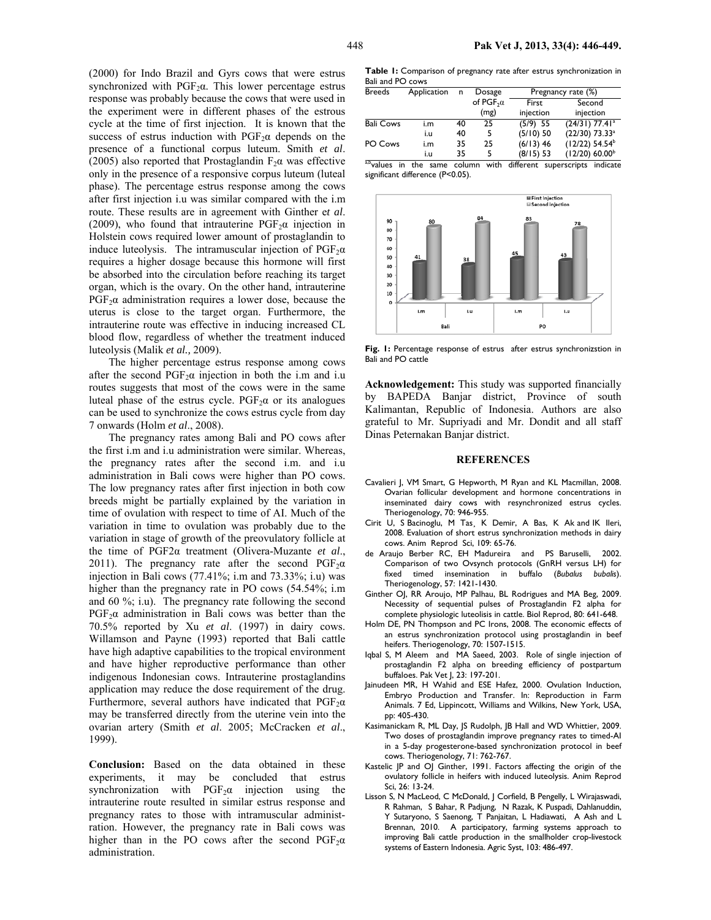(2000) for Indo Brazil and Gyrs cows that were estrus synchronized with $PGF_2\alpha$. This lower percentage estrus response was probably because the cows that were used in the experiment were in different phases of the estrous cycle at the time of first injection. It is known that the success of estrus induction with $PGF_2\alpha$ depends on the presence of a functional corpus luteum. Smith *et al*. (2005) also reported that Prostaglandin $F_2\alpha$ was effective only in the presence of a responsive corpus luteum (luteal phase). The percentage estrus response among the cows after first injection i.u was similar compared with the i.m route. These results are in agreement with Ginther e*t al*. (2009), who found that intrauterine $PGF_2\alpha$ injection in Holstein cows required lower amount of prostaglandin to induce luteolysis. The intramuscular injection of $PGF_2\alpha$ requires a higher dosage because this hormone will first be absorbed into the circulation before reaching its target organ, which is the ovary. On the other hand, intrauterine $PGF_2\alpha$ administration requires a lower dose, because the uterus is close to the target organ. Furthermore, the intrauterine route was effective in inducing increased CL blood flow, regardless of whether the treatment induced luteolysis (Malik *et al.,* 2009).

The higher percentage estrus response among cows after the second $PGF_2\alpha$ injection in both the i.m and i.u routes suggests that most of the cows were in the same luteal phase of the estrus cycle. $PGF_2\alpha$ or its analogues can be used to synchronize the cows estrus cycle from day 7 onwards (Holm *et al*., 2008).

The pregnancy rates among Bali and PO cows after the first i.m and i.u administration were similar. Whereas, the pregnancy rates after the second i.m. and i.u administration in Bali cows were higher than PO cows. The low pregnancy rates after first injection in both cow breeds might be partially explained by the variation in time of ovulation with respect to time of AI. Much of the variation in time to ovulation was probably due to the variation in stage of growth of the preovulatory follicle at the time of PGF2α treatment (Olivera-Muzante *et al*., 2011). The pregnancy rate after the second $PGF_2\alpha$ injection in Bali cows (77.41%; i.m and 73.33%; i.u) was higher than the pregnancy rate in PO cows (54.54%; i.m and 60 %; i.u). The pregnancy rate following the second $PGF_2\alpha$ administration in Bali cows was better than the 70.5% reported by Xu *et al*. (1997) in dairy cows. Willamson and Payne (1993) reported that Bali cattle have high adaptive capabilities to the tropical environment and have higher reproductive performance than other indigenous Indonesian cows. Intrauterine prostaglandins application may reduce the dose requirement of the drug. Furthermore, several authors have indicated that $PGF_2\alpha$ may be transferred directly from the uterine vein into the ovarian artery (Smith *et al*. 2005; McCracken *et al*., 1999).

**Conclusion:** Based on the data obtained in these experiments, it may be concluded that estrus synchronization with $PGF_2\alpha$ injection using the intrauterine route resulted in similar estrus response and pregnancy rates to those with intramuscular administration. However, the pregnancy rate in Bali cows was higher than in the PO cows after the second $PGF_2\alpha$ administration.

**Table 1:** Comparison of pregnancy rate after estrus synchronization in Bali and PO cows

| Breeds | Application | n | Dosage of $PGF_2\alpha$ (mg) | Pregnancy rate (%) | |
|---|---|---|---|---|---|
| | | | | First injection | Second injection |
| Bali Cows | i.m | 40 | 25 | (5/9) 55 | (24/31) 77.41[a] |
| | i.u | 40 | 5 | (5/10) 50 | (22/30) 73.33[a] |
| PO Cows | i.m | 35 | 25 | (6/13) 46 | (12/22) 54.54[b] |
| | i.u | 35 | 5 | (8/15) 53 | (12/20) 60.00[b] |

[a,b]values in the same column with different superscripts indicate significant difference (P<0.05).

**Fig. 1:** Percentage response of estrus after estrus synchronizstion in Bali and PO cattle

**Acknowledgement:** This study was supported financially by BAPEDA Banjar district, Province of south Kalimantan, Republic of Indonesia. Authors are also grateful to Mr. Supriyadi and Mr. Dondit and all staff Dinas Peternakan Banjar district.

## REFERENCES

Cavalieri J, VM Smart, G Hepworth, M Ryan and KL Macmillan, 2008. Ovarian follicular development and hormone concentrations in inseminated dairy cows with resynchronized estrus cycles. Theriogenology, 70: 946-955.

Cirit U, S Bacinoglu, M Tas¸ K Demir, A Bas, K Ak and IK Ileri, 2008. Evaluation of short estrus synchronization methods in dairy cows. Anim Reprod Sci, 109: 65-76.

de Araujo Berber RC, EH Madureira and PS Baruselli, 2002. Comparison of two Ovsynch protocols (GnRH versus LH) for fixed timed insemination in buffalo (*Bubalus bubalis*). Theriogenology, 57: 1421-1430.

Ginther OJ, RR Aroujo, MP Palhau, BL Rodrigues and MA Beg, 2009. Necessity of sequential pulses of Prostaglandin F2 alpha for complete physiologic luteolisis in cattle. Biol Reprod, 80: 641-648.

Holm DE, PN Thompson and PC Irons, 2008. The economic effects of an estrus synchronization protocol using prostaglandin in beef heifers. Theriogenology, 70: 1507-1515.

Iqbal S, M Aleem and MA Saeed, 2003. Role of single injection of prostaglandin F2 alpha on breeding efficiency of postpartum buffaloes. Pak Vet J, 23: 197-201.

Jainudeen MR, H Wahid and ESE Hafez, 2000. Ovulation Induction, Embryo Production and Transfer. In: Reproduction in Farm Animals. 7 Ed, Lippincott, Williams and Wilkins, New York, USA, pp: 405-430.

Kasimanickam R, ML Day, JS Rudolph, JB Hall and WD Whittier, 2009. Two doses of prostaglandin improve pregnancy rates to timed-AI in a 5-day progesterone-based synchronization protocol in beef cows. Theriogenology, 71: 762-767.

Kastelic JP and OJ Ginther, 1991. Factors affecting the origin of the ovulatory follicle in heifers with induced luteolysis. Anim Reprod Sci, 26: 13-24.

Lisson S, N MacLeod, C McDonald, J Corfield, B Pengelly, L Wirajaswadi, R Rahman, S Bahar, R Padjung, N Razak, K Puspadi, Dahlanuddin, Y Sutaryono, S Saenong, T Panjaitan, L Hadiawati, A Ash and L Brennan, 2010. A participatory, farming systems approach to improving Bali cattle production in the smallholder crop-livestock systems of Eastern Indonesia. Agric Syst, 103: 486-497.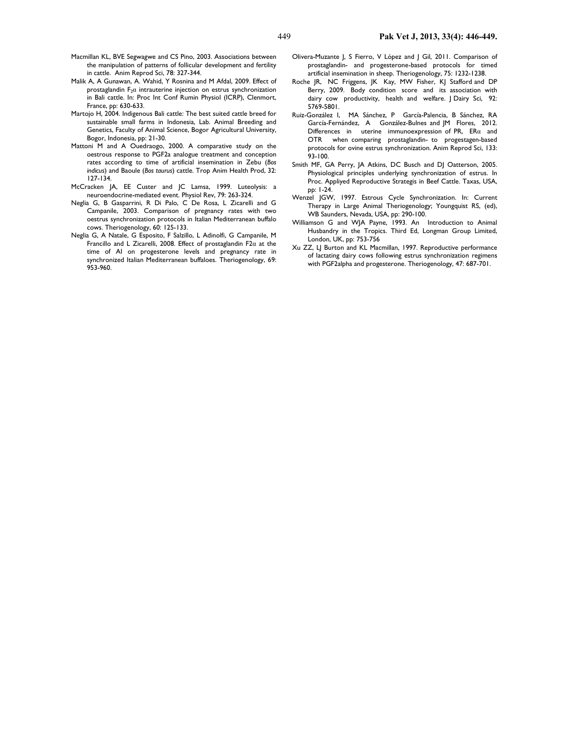Macmillan KL, BVE Segwagwe and CS Pino, 2003. Associations between the manipulation of patterns of follicular development and fertility in cattle. Anim Reprod Sci, 78: 327-344.

Malik A, A Gunawan, A. Wahid, Y Rosnina and M Afdal, 2009. Effect of prostaglandin $F_2\alpha$ intrauterine injection on estrus synchronization in Bali cattle. In: Proc Int Conf Rumin Physiol (ICRP), Clenmort, France, pp: 630-633.

Martojo H, 2004. Indigenous Bali cattle: The best suited cattle breed for sustainable small farms in Indonesia, Lab. Animal Breeding and Genetics, Faculty of Animal Science, Bogor Agricultural University, Bogor, Indonesia, pp: 21-30.

Mattoni M and A Ouedraogo, 2000. A comparative study on the oestrous response to PGF2a analogue treatment and conception rates according to time of artificial insemination in Zebu (*Bos indicus*) and Baoule (*Bos taurus*) cattle. Trop Anim Health Prod, 32: 127-134.

McCracken JA, EE Custer and JC Lamsa, 1999. Luteolysis: a neuroendocrine-mediated event. Physiol Rev, 79: 263-324.

Neglia G, B Gasparrini, R Di Palo, C De Rosa, L Zicarelli and G Campanile, 2003. Comparison of pregnancy rates with two oestrus synchronization protocols in Italian Mediterranean buffalo cows. Theriogenology, 60: 125-133.

Neglia G, A Natale, G Esposito, F Salzillo, L Adinolfi, G Campanile, M Francillo and L Zicarelli, 2008. Effect of prostaglandin F2$\alpha$ at the time of AI on progesterone levels and pregnancy rate in synchronized Italian Mediterranean buffaloes. Theriogenology, 69: 953-960.

Olivera-Muzante J, S Fierro, V López and J Gil, 2011. Comparison of prostaglandin- and progesterone-based protocols for timed artificial insemination in sheep. Theriogenology, 75: 1232-1238.

Roche JR, NC Friggens, JK Kay, MW Fisher, KJ Stafford and DP Berry, 2009. Body condition score and its association with dairy cow productivity, health and welfare. J Dairy Sci, 92: 5769-5801.

Ruiz-González I, MA Sánchez, P García-Palencia, B Sánchez, RA García-Fernández, A González-Bulnes and JM Flores, 2012. Differences in uterine immunoexpression of PR, ER$\alpha$ and OTR when comparing prostaglandin- to progestagen-based protocols for ovine estrus synchronization. Anim Reprod Sci, 133: 93-100.

Smith MF, GA Perry, JA Atkins, DC Busch and DJ Oatterson, 2005. Physiological principles underlying synchronization of estrus. In Proc. Appliyed Reproductive Strategis in Beef Cattle. Taxas, USA, pp: 1-24.

Wenzel JGW, 1997. Estrous Cycle Synchronization. In: Current Therapy in Large Animal Theriogenology; Youngquist RS, (ed), WB Saunders, Nevada, USA, pp: 290-100.

Williamson G and WJA Payne, 1993. An Introduction to Animal Husbandry in the Tropics. Third Ed, Longman Group Limited, London, UK, pp: 753-756

Xu ZZ, LJ Burton and KL Macmillan, 1997. Reproductive performance of lactating dairy cows following estrus synchronization regimens with PGF2alpha and progesterone. Theriogenology, 47: 687-701.